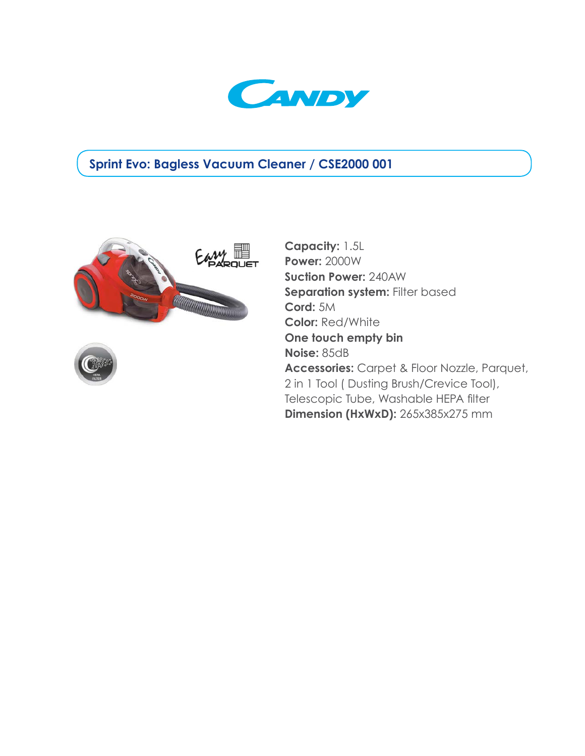# CANDY

## Sprint Evo: Bagless Vacuum Cleaner / CSE2000 001

**Capacity:** 1.5L
**Power:** 2000W
**Suction Power:** 240AW
**Separation system:** Filter based
**Cord:** 5M
**Color:** Red/White
**One touch empty bin**
**Noise:** 85dB
**Accessories:** Carpet & Floor Nozzle, Parquet, 2 in 1 Tool ( Dusting Brush/Crevice Tool), Telescopic Tube, Washable HEPA filter
**Dimension (HxWxD):** 265x385x275 mm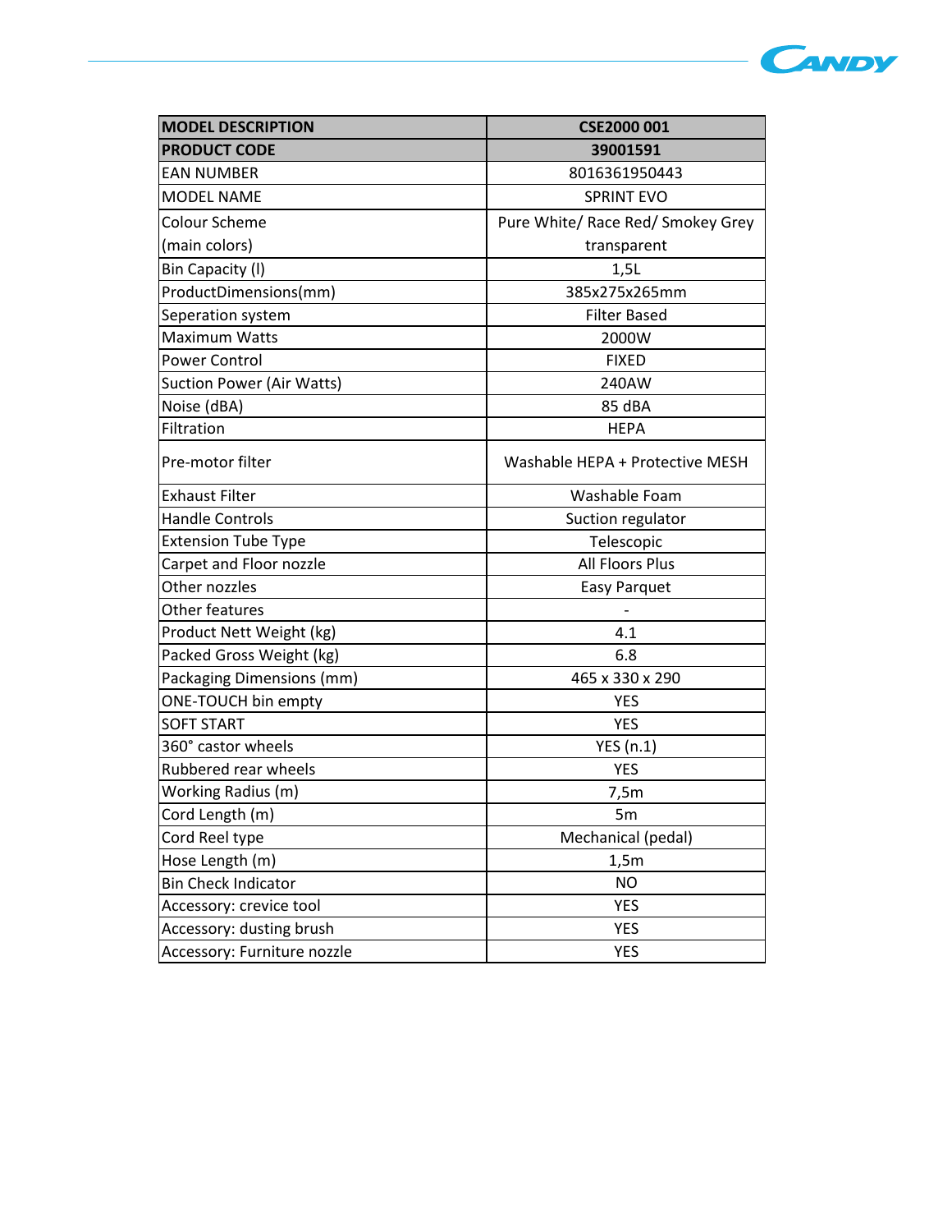| MODEL DESCRIPTION | CSE2000 001 |
|---|---|
| **PRODUCT CODE** | **39001591** |
| EAN NUMBER | 8016361950443 |
| MODEL NAME | SPRINT EVO |
| Colour Scheme (main colors) | Pure White/ Race Red/ Smokey Grey transparent |
| Bin Capacity (l) | 1,5L |
| ProductDimensions(mm) | 385x275x265mm |
| Seperation system | Filter Based |
| Maximum Watts | 2000W |
| Power Control | FIXED |
| Suction Power (Air Watts) | 240AW |
| Noise (dBA) | 85 dBA |
| Filtration | HEPA |
| Pre-motor filter | Washable HEPA + Protective MESH |
| Exhaust Filter | Washable Foam |
| Handle Controls | Suction regulator |
| Extension Tube Type | Telescopic |
| Carpet and Floor nozzle | All Floors Plus |
| Other nozzles | Easy Parquet |
| Other features | - |
| Product Nett Weight (kg) | 4.1 |
| Packed Gross Weight (kg) | 6.8 |
| Packaging Dimensions (mm) | 465 x 330 x 290 |
| ONE-TOUCH bin empty | YES |
| SOFT START | YES |
| 360° castor wheels | YES (n.1) |
| Rubbered rear wheels | YES |
| Working Radius (m) | 7,5m |
| Cord Length (m) | 5m |
| Cord Reel type | Mechanical (pedal) |
| Hose Length (m) | 1,5m |
| Bin Check Indicator | NO |
| Accessory: crevice tool | YES |
| Accessory: dusting brush | YES |
| Accessory: Furniture nozzle | YES |